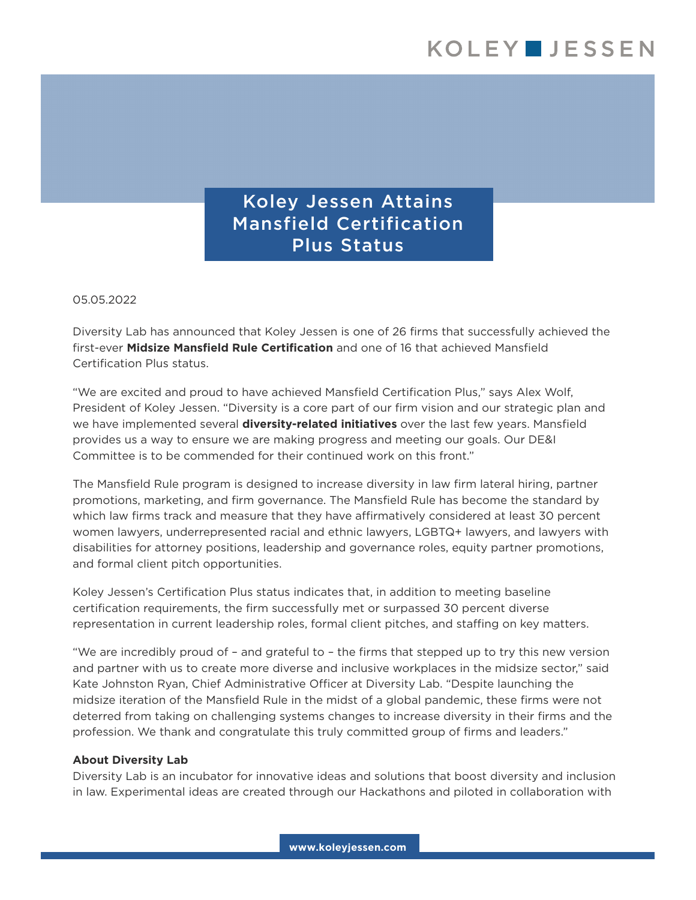# Koley Jessen Attains Mansfield Certification Plus Status

05.05.2022

Diversity Lab has announced that Koley Jessen is one of 26 firms that successfully achieved the first-ever **Midsize Mansfield Rule Certification** and one of 16 that achieved Mansfield Certification Plus status.

"We are excited and proud to have achieved Mansfield Certification Plus," says Alex Wolf, President of Koley Jessen. "Diversity is a core part of our firm vision and our strategic plan and we have implemented several **diversity-related initiatives** over the last few years. Mansfield provides us a way to ensure we are making progress and meeting our goals. Our DE&I Committee is to be commended for their continued work on this front."

The Mansfield Rule program is designed to increase diversity in law firm lateral hiring, partner promotions, marketing, and firm governance. The Mansfield Rule has become the standard by which law firms track and measure that they have affirmatively considered at least 30 percent women lawyers, underrepresented racial and ethnic lawyers, LGBTQ+ lawyers, and lawyers with disabilities for attorney positions, leadership and governance roles, equity partner promotions, and formal client pitch opportunities.

Koley Jessen's Certification Plus status indicates that, in addition to meeting baseline certification requirements, the firm successfully met or surpassed 30 percent diverse representation in current leadership roles, formal client pitches, and staffing on key matters.

"We are incredibly proud of – and grateful to – the firms that stepped up to try this new version and partner with us to create more diverse and inclusive workplaces in the midsize sector," said Kate Johnston Ryan, Chief Administrative Officer at Diversity Lab. "Despite launching the midsize iteration of the Mansfield Rule in the midst of a global pandemic, these firms were not deterred from taking on challenging systems changes to increase diversity in their firms and the profession. We thank and congratulate this truly committed group of firms and leaders."

**About Diversity Lab**

Diversity Lab is an incubator for innovative ideas and solutions that boost diversity and inclusion in law. Experimental ideas are created through our Hackathons and piloted in collaboration with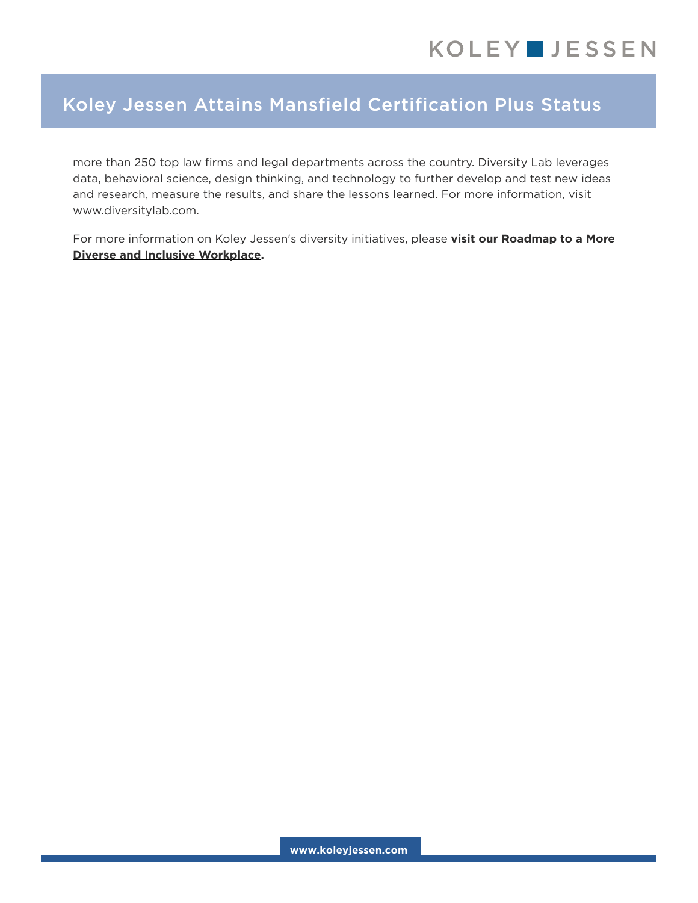more than 250 top law firms and legal departments across the country. Diversity Lab leverages data, behavioral science, design thinking, and technology to further develop and test new ideas and research, measure the results, and share the lessons learned. For more information, visit www.diversitylab.com.

For more information on Koley Jessen's diversity initiatives, please **visit our Roadmap to a More Diverse and Inclusive Workplace.**